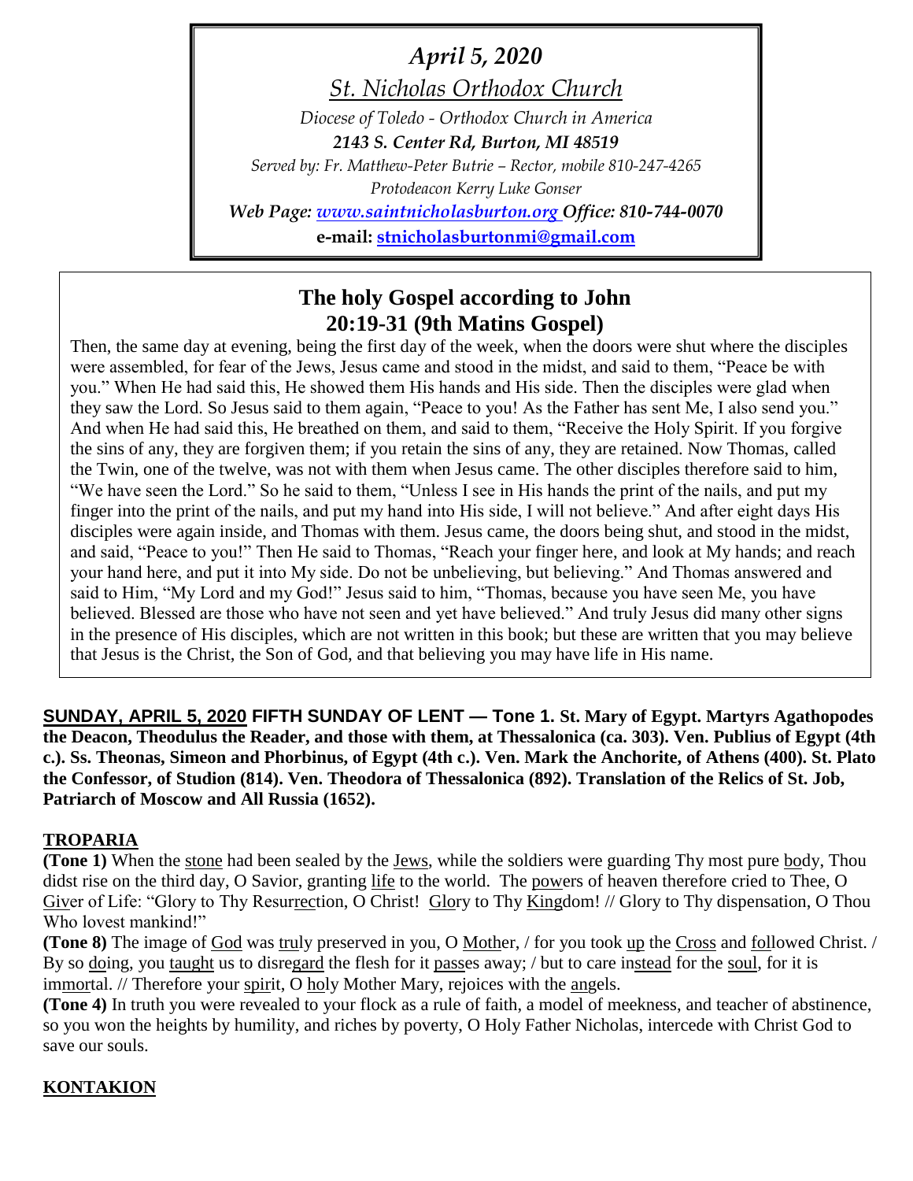*April 5, 2020*

*St. Nicholas Orthodox Church*

*Diocese of Toledo - Orthodox Church in America*

***2143 S. Center Rd, Burton, MI 48519***

*Served by: Fr. Matthew-Peter Butrie – Rector, mobile 810-247-4265*

*Protodeacon Kerry Luke Gonser*

***Web Page: www.saintnicholasburton.org Office: 810-744-0070***

**e-mail: stnicholasburtonmi@gmail.com**

## The holy Gospel according to John 20:19-31 (9th Matins Gospel)

Then, the same day at evening, being the first day of the week, when the doors were shut where the disciples were assembled, for fear of the Jews, Jesus came and stood in the midst, and said to them, "Peace be with you." When He had said this, He showed them His hands and His side. Then the disciples were glad when they saw the Lord. So Jesus said to them again, "Peace to you! As the Father has sent Me, I also send you." And when He had said this, He breathed on them, and said to them, "Receive the Holy Spirit. If you forgive the sins of any, they are forgiven them; if you retain the sins of any, they are retained. Now Thomas, called the Twin, one of the twelve, was not with them when Jesus came. The other disciples therefore said to him, "We have seen the Lord." So he said to them, "Unless I see in His hands the print of the nails, and put my finger into the print of the nails, and put my hand into His side, I will not believe." And after eight days His disciples were again inside, and Thomas with them. Jesus came, the doors being shut, and stood in the midst, and said, "Peace to you!" Then He said to Thomas, "Reach your finger here, and look at My hands; and reach your hand here, and put it into My side. Do not be unbelieving, but believing." And Thomas answered and said to Him, "My Lord and my God!" Jesus said to him, "Thomas, because you have seen Me, you have believed. Blessed are those who have not seen and yet have believed." And truly Jesus did many other signs in the presence of His disciples, which are not written in this book; but these are written that you may believe that Jesus is the Christ, the Son of God, and that believing you may have life in His name.

**SUNDAY, APRIL 5, 2020 FIFTH SUNDAY OF LENT — Tone 1. St. Mary of Egypt. Martyrs Agathopodes the Deacon, Theodulus the Reader, and those with them, at Thessalonica (ca. 303). Ven. Publius of Egypt (4th c.). Ss. Theonas, Simeon and Phorbinus, of Egypt (4th c.). Ven. Mark the Anchorite, of Athens (400). St. Plato the Confessor, of Studion (814). Ven. Theodora of Thessalonica (892). Translation of the Relics of St. Job, Patriarch of Moscow and All Russia (1652).**

### TROPARIA

**(Tone 1)** When the stone had been sealed by the Jews, while the soldiers were guarding Thy most pure body, Thou didst rise on the third day, O Savior, granting life to the world. The powers of heaven therefore cried to Thee, O Giver of Life: "Glory to Thy Resurrection, O Christ! Glory to Thy Kingdom! // Glory to Thy dispensation, O Thou Who lovest mankind!"

**(Tone 8)** The image of God was truly preserved in you, O Mother, / for you took up the Cross and followed Christ. / By so doing, you taught us to disregard the flesh for it passes away; / but to care instead for the soul, for it is immortal. // Therefore your spirit, O holy Mother Mary, rejoices with the angels.

**(Tone 4)** In truth you were revealed to your flock as a rule of faith, a model of meekness, and teacher of abstinence, so you won the heights by humility, and riches by poverty, O Holy Father Nicholas, intercede with Christ God to save our souls.

### KONTAKION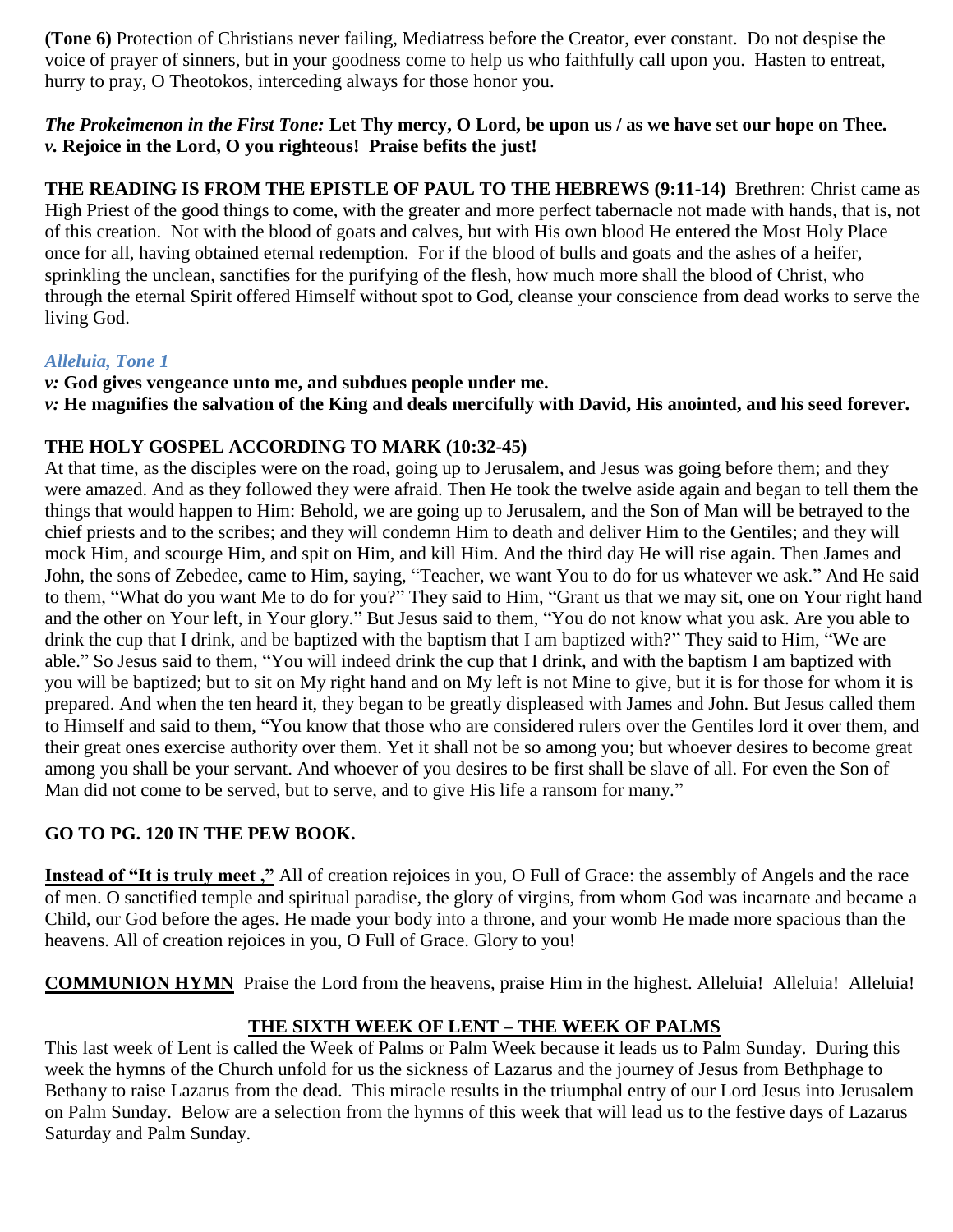**(Tone 6)** Protection of Christians never failing, Mediatress before the Creator, ever constant. Do not despise the voice of prayer of sinners, but in your goodness come to help us who faithfully call upon you. Hasten to entreat, hurry to pray, O Theotokos, interceding always for those honor you.

***The Prokeimenon in the First Tone:*** **Let Thy mercy, O Lord, be upon us / as we have set our hope on Thee.**
***v.*** **Rejoice in the Lord, O you righteous! Praise befits the just!**

**THE READING IS FROM THE EPISTLE OF PAUL TO THE HEBREWS (9:11-14)** Brethren: Christ came as High Priest of the good things to come, with the greater and more perfect tabernacle not made with hands, that is, not of this creation. Not with the blood of goats and calves, but with His own blood He entered the Most Holy Place once for all, having obtained eternal redemption. For if the blood of bulls and goats and the ashes of a heifer, sprinkling the unclean, sanctifies for the purifying of the flesh, how much more shall the blood of Christ, who through the eternal Spirit offered Himself without spot to God, cleanse your conscience from dead works to serve the living God.

*Alleluia, Tone 1*

***v:*** **God gives vengeance unto me, and subdues people under me.**
***v:*** **He magnifies the salvation of the King and deals mercifully with David, His anointed, and his seed forever.**

**THE HOLY GOSPEL ACCORDING TO MARK (10:32-45)**

At that time, as the disciples were on the road, going up to Jerusalem, and Jesus was going before them; and they were amazed. And as they followed they were afraid. Then He took the twelve aside again and began to tell them the things that would happen to Him: Behold, we are going up to Jerusalem, and the Son of Man will be betrayed to the chief priests and to the scribes; and they will condemn Him to death and deliver Him to the Gentiles; and they will mock Him, and scourge Him, and spit on Him, and kill Him. And the third day He will rise again. Then James and John, the sons of Zebedee, came to Him, saying, "Teacher, we want You to do for us whatever we ask." And He said to them, "What do you want Me to do for you?" They said to Him, "Grant us that we may sit, one on Your right hand and the other on Your left, in Your glory." But Jesus said to them, "You do not know what you ask. Are you able to drink the cup that I drink, and be baptized with the baptism that I am baptized with?" They said to Him, "We are able." So Jesus said to them, "You will indeed drink the cup that I drink, and with the baptism I am baptized with you will be baptized; but to sit on My right hand and on My left is not Mine to give, but it is for those for whom it is prepared. And when the ten heard it, they began to be greatly displeased with James and John. But Jesus called them to Himself and said to them, "You know that those who are considered rulers over the Gentiles lord it over them, and their great ones exercise authority over them. Yet it shall not be so among you; but whoever desires to become great among you shall be your servant. And whoever of you desires to be first shall be slave of all. For even the Son of Man did not come to be served, but to serve, and to give His life a ransom for many."

**GO TO PG. 120 IN THE PEW BOOK.**

**Instead of "It is truly meet ,"** All of creation rejoices in you, O Full of Grace: the assembly of Angels and the race of men. O sanctified temple and spiritual paradise, the glory of virgins, from whom God was incarnate and became a Child, our God before the ages. He made your body into a throne, and your womb He made more spacious than the heavens. All of creation rejoices in you, O Full of Grace. Glory to you!

**COMMUNION HYMN** Praise the Lord from the heavens, praise Him in the highest. Alleluia! Alleluia! Alleluia!

## THE SIXTH WEEK OF LENT – THE WEEK OF PALMS

This last week of Lent is called the Week of Palms or Palm Week because it leads us to Palm Sunday. During this week the hymns of the Church unfold for us the sickness of Lazarus and the journey of Jesus from Bethphage to Bethany to raise Lazarus from the dead. This miracle results in the triumphal entry of our Lord Jesus into Jerusalem on Palm Sunday. Below are a selection from the hymns of this week that will lead us to the festive days of Lazarus Saturday and Palm Sunday.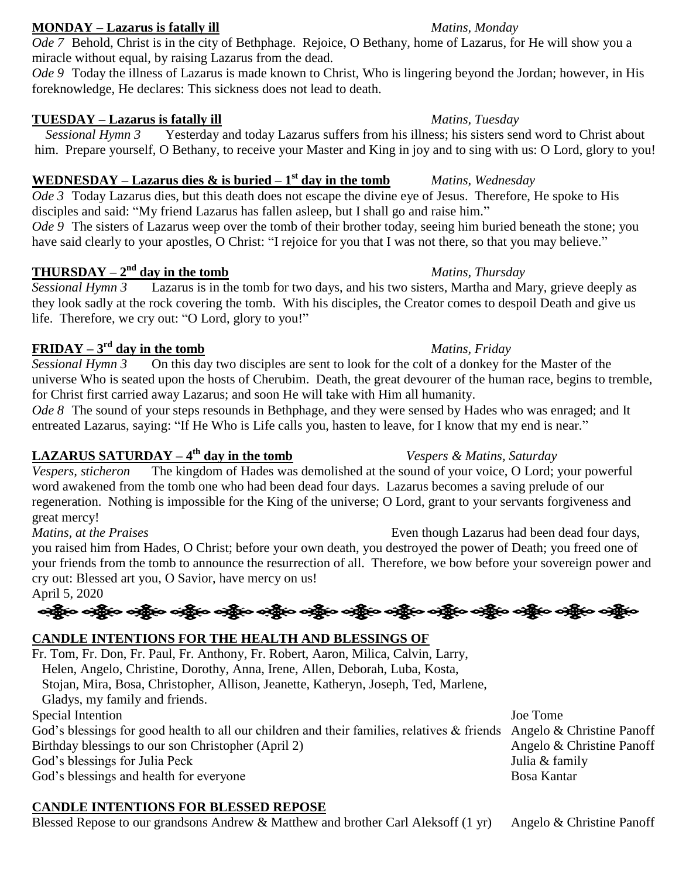**MONDAY – Lazarus is fatally ill** *Matins, Monday*

*Ode 7* Behold, Christ is in the city of Bethphage. Rejoice, O Bethany, home of Lazarus, for He will show you a miracle without equal, by raising Lazarus from the dead.

*Ode 9* Today the illness of Lazarus is made known to Christ, Who is lingering beyond the Jordan; however, in His foreknowledge, He declares: This sickness does not lead to death.

**TUESDAY – Lazarus is fatally ill** *Matins, Tuesday*

*Sessional Hymn 3* Yesterday and today Lazarus suffers from his illness; his sisters send word to Christ about him. Prepare yourself, O Bethany, to receive your Master and King in joy and to sing with us: O Lord, glory to you!

**WEDNESDAY – Lazarus dies & is buried – 1st day in the tomb** *Matins, Wednesday*

*Ode 3* Today Lazarus dies, but this death does not escape the divine eye of Jesus. Therefore, He spoke to His disciples and said: "My friend Lazarus has fallen asleep, but I shall go and raise him."

*Ode 9* The sisters of Lazarus weep over the tomb of their brother today, seeing him buried beneath the stone; you have said clearly to your apostles, O Christ: "I rejoice for you that I was not there, so that you may believe."

**THURSDAY – 2nd day in the tomb** *Matins, Thursday*

*Sessional Hymn 3* Lazarus is in the tomb for two days, and his two sisters, Martha and Mary, grieve deeply as they look sadly at the rock covering the tomb. With his disciples, the Creator comes to despoil Death and give us life. Therefore, we cry out: "O Lord, glory to you!"

**FRIDAY – 3rd day in the tomb** *Matins, Friday*

*Sessional Hymn 3* On this day two disciples are sent to look for the colt of a donkey for the Master of the universe Who is seated upon the hosts of Cherubim. Death, the great devourer of the human race, begins to tremble, for Christ first carried away Lazarus; and soon He will take with Him all humanity.

*Ode 8* The sound of your steps resounds in Bethphage, and they were sensed by Hades who was enraged; and It entreated Lazarus, saying: "If He Who is Life calls you, hasten to leave, for I know that my end is near."

**LAZARUS SATURDAY – 4th day in the tomb** *Vespers & Matins, Saturday*

*Vespers, sticheron* The kingdom of Hades was demolished at the sound of your voice, O Lord; your powerful word awakened from the tomb one who had been dead four days. Lazarus becomes a saving prelude of our regeneration. Nothing is impossible for the King of the universe; O Lord, grant to your servants forgiveness and great mercy!

*Matins, at the Praises* Even though Lazarus had been dead four days, you raised him from Hades, O Christ; before your own death, you destroyed the power of Death; you freed one of your friends from the tomb to announce the resurrection of all. Therefore, we bow before your sovereign power and cry out: Blessed art you, O Savior, have mercy on us!

April 5, 2020

**CANDLE INTENTIONS FOR THE HEALTH AND BLESSINGS OF**

Fr. Tom, Fr. Don, Fr. Paul, Fr. Anthony, Fr. Robert, Aaron, Milica, Calvin, Larry, Helen, Angelo, Christine, Dorothy, Anna, Irene, Allen, Deborah, Luba, Kosta, Stojan, Mira, Bosa, Christopher, Allison, Jeanette, Katheryn, Joseph, Ted, Marlene, Gladys, my family and friends.

| | |
|---|---|
| Special Intention | Joe Tome |
| God's blessings for good health to all our children and their families, relatives & friends | Angelo & Christine Panoff |
| Birthday blessings to our son Christopher (April 2) | Angelo & Christine Panoff |
| God's blessings for Julia Peck | Julia & family |
| God's blessings and health for everyone | Bosa Kantar |

**CANDLE INTENTIONS FOR BLESSED REPOSE**

| | |
|---|---|
| Blessed Repose to our grandsons Andrew & Matthew and brother Carl Aleksoff (1 yr) | Angelo & Christine Panoff |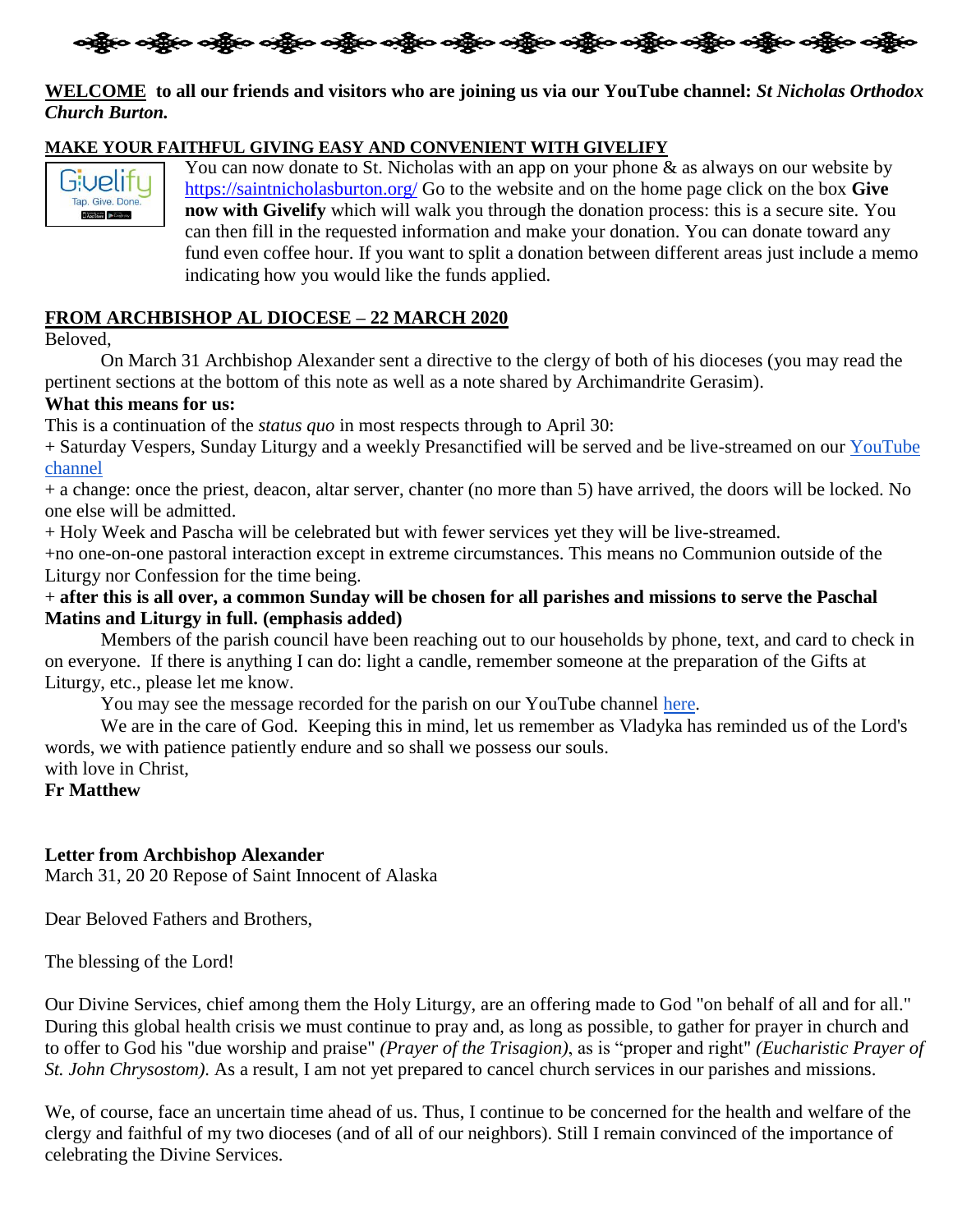**WELCOME to all our friends and visitors who are joining us via our YouTube channel:** ***St Nicholas Orthodox Church Burton.***

**MAKE YOUR FAITHFUL GIVING EASY AND CONVENIENT WITH GIVELIFY**

You can now donate to St. Nicholas with an app on your phone & as always on our website by https://saintnicholasburton.org/ Go to the website and on the home page click on the box **Give now with Givelify** which will walk you through the donation process: this is a secure site. You can then fill in the requested information and make your donation. You can donate toward any fund even coffee hour. If you want to split a donation between different areas just include a memo indicating how you would like the funds applied.

**FROM ARCHBISHOP AL DIOCESE – 22 MARCH 2020**

Beloved,

On March 31 Archbishop Alexander sent a directive to the clergy of both of his dioceses (you may read the pertinent sections at the bottom of this note as well as a note shared by Archimandrite Gerasim).

**What this means for us:**

This is a continuation of the *status quo* in most respects through to April 30:

+ Saturday Vespers, Sunday Liturgy and a weekly Presanctified will be served and be live-streamed on our YouTube channel

+ a change: once the priest, deacon, altar server, chanter (no more than 5) have arrived, the doors will be locked. No one else will be admitted.

+ Holy Week and Pascha will be celebrated but with fewer services yet they will be live-streamed.

+no one-on-one pastoral interaction except in extreme circumstances. This means no Communion outside of the Liturgy nor Confession for the time being.

+ **after this is all over, a common Sunday will be chosen for all parishes and missions to serve the Paschal Matins and Liturgy in full. (emphasis added)**

Members of the parish council have been reaching out to our households by phone, text, and card to check in on everyone. If there is anything I can do: light a candle, remember someone at the preparation of the Gifts at Liturgy, etc., please let me know.

You may see the message recorded for the parish on our YouTube channel here.

We are in the care of God. Keeping this in mind, let us remember as Vladyka has reminded us of the Lord's words, we with patience patiently endure and so shall we possess our souls.

with love in Christ,

**Fr Matthew**

**Letter from Archbishop Alexander**

March 31, 20 20 Repose of Saint Innocent of Alaska

Dear Beloved Fathers and Brothers,

The blessing of the Lord!

Our Divine Services, chief among them the Holy Liturgy, are an offering made to God "on behalf of all and for all." During this global health crisis we must continue to pray and, as long as possible, to gather for prayer in church and to offer to God his "due worship and praise" *(Prayer of the Trisagion)*, as is "proper and right" *(Eucharistic Prayer of St. John Chrysostom).* As a result, I am not yet prepared to cancel church services in our parishes and missions.

We, of course, face an uncertain time ahead of us. Thus, I continue to be concerned for the health and welfare of the clergy and faithful of my two dioceses (and of all of our neighbors). Still I remain convinced of the importance of celebrating the Divine Services.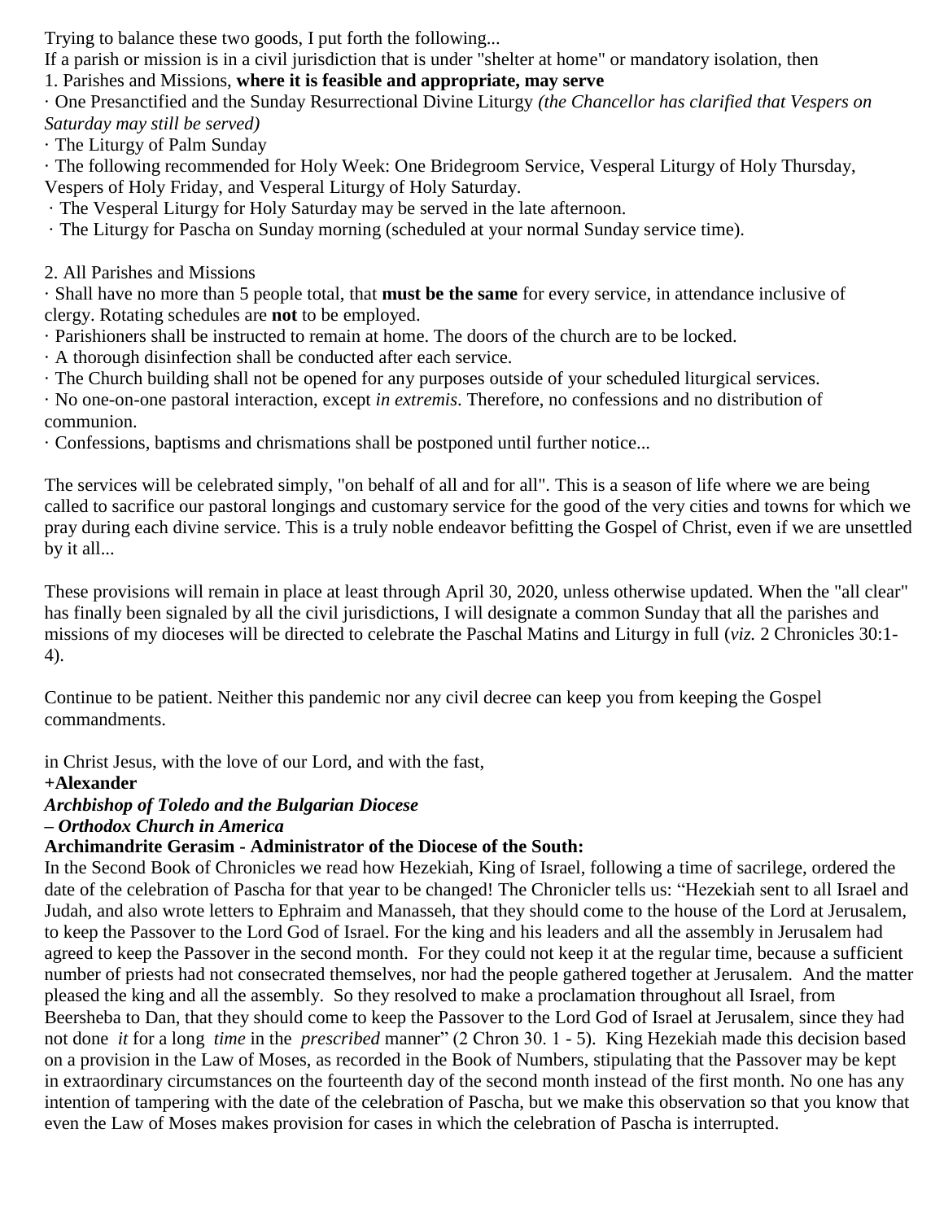Trying to balance these two goods, I put forth the following...

If a parish or mission is in a civil jurisdiction that is under "shelter at home" or mandatory isolation, then

1. Parishes and Missions, **where it is feasible and appropriate, may serve**

· One Presanctified and the Sunday Resurrectional Divine Liturgy *(the Chancellor has clarified that Vespers on Saturday may still be served)*

· The Liturgy of Palm Sunday

· The following recommended for Holy Week: One Bridegroom Service, Vesperal Liturgy of Holy Thursday, Vespers of Holy Friday, and Vesperal Liturgy of Holy Saturday.

· The Vesperal Liturgy for Holy Saturday may be served in the late afternoon.

· The Liturgy for Pascha on Sunday morning (scheduled at your normal Sunday service time).

2. All Parishes and Missions

· Shall have no more than 5 people total, that **must be the same** for every service, in attendance inclusive of clergy. Rotating schedules are **not** to be employed.

· Parishioners shall be instructed to remain at home. The doors of the church are to be locked.

· A thorough disinfection shall be conducted after each service.

· The Church building shall not be opened for any purposes outside of your scheduled liturgical services.

· No one-on-one pastoral interaction, except *in extremis*. Therefore, no confessions and no distribution of communion.

· Confessions, baptisms and chrismations shall be postponed until further notice...

The services will be celebrated simply, "on behalf of all and for all". This is a season of life where we are being called to sacrifice our pastoral longings and customary service for the good of the very cities and towns for which we pray during each divine service. This is a truly noble endeavor befitting the Gospel of Christ, even if we are unsettled by it all...

These provisions will remain in place at least through April 30, 2020, unless otherwise updated. When the "all clear" has finally been signaled by all the civil jurisdictions, I will designate a common Sunday that all the parishes and missions of my dioceses will be directed to celebrate the Paschal Matins and Liturgy in full (*viz.* 2 Chronicles 30:1-4).

Continue to be patient. Neither this pandemic nor any civil decree can keep you from keeping the Gospel commandments.

in Christ Jesus, with the love of our Lord, and with the fast,

**+Alexander**

***Archbishop of Toledo and the Bulgarian Diocese***

***– Orthodox Church in America***

**Archimandrite Gerasim - Administrator of the Diocese of the South:**

In the Second Book of Chronicles we read how Hezekiah, King of Israel, following a time of sacrilege, ordered the date of the celebration of Pascha for that year to be changed! The Chronicler tells us: "Hezekiah sent to all Israel and Judah, and also wrote letters to Ephraim and Manasseh, that they should come to the house of the Lord at Jerusalem, to keep the Passover to the Lord God of Israel. For the king and his leaders and all the assembly in Jerusalem had agreed to keep the Passover in the second month. For they could not keep it at the regular time, because a sufficient number of priests had not consecrated themselves, nor had the people gathered together at Jerusalem. And the matter pleased the king and all the assembly. So they resolved to make a proclamation throughout all Israel, from Beersheba to Dan, that they should come to keep the Passover to the Lord God of Israel at Jerusalem, since they had not done *it* for a long *time* in the *prescribed* manner" (2 Chron 30. 1 - 5). King Hezekiah made this decision based on a provision in the Law of Moses, as recorded in the Book of Numbers, stipulating that the Passover may be kept in extraordinary circumstances on the fourteenth day of the second month instead of the first month. No one has any intention of tampering with the date of the celebration of Pascha, but we make this observation so that you know that even the Law of Moses makes provision for cases in which the celebration of Pascha is interrupted.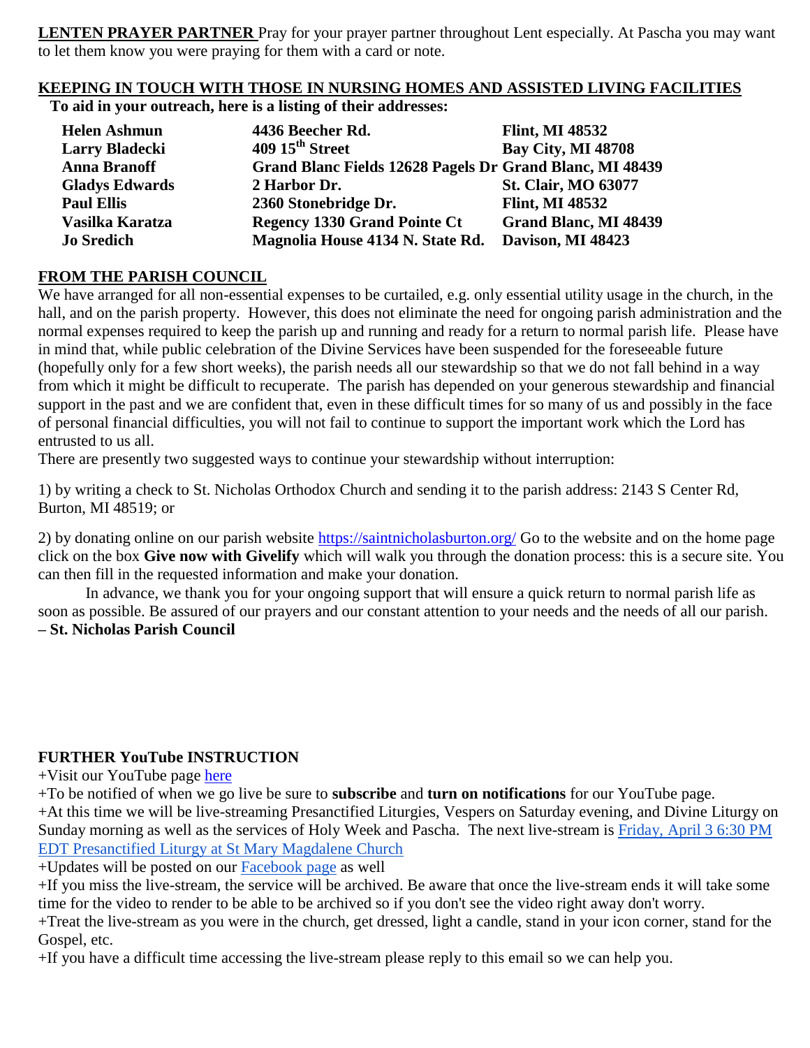**LENTEN PRAYER PARTNER** Pray for your prayer partner throughout Lent especially. At Pascha you may want to let them know you were praying for them with a card or note.

**KEEPING IN TOUCH WITH THOSE IN NURSING HOMES AND ASSISTED LIVING FACILITIES**

**To aid in your outreach, here is a listing of their addresses:**

| | | |
|---|---|---|
| **Helen Ashmun** | **4436 Beecher Rd.** | **Flint, MI 48532** |
| **Larry Bladecki** | **409 15th Street** | **Bay City, MI 48708** |
| **Anna Branoff** | **Grand Blanc Fields 12628 Pagels Dr** | **Grand Blanc, MI 48439** |
| **Gladys Edwards** | **2 Harbor Dr.** | **St. Clair, MO 63077** |
| **Paul Ellis** | **2360 Stonebridge Dr.** | **Flint, MI 48532** |
| **Vasilka Karatza** | **Regency 1330 Grand Pointe Ct** | **Grand Blanc, MI 48439** |
| **Jo Sredich** | **Magnolia House 4134 N. State Rd.** | **Davison, MI 48423** |

**FROM THE PARISH COUNCIL**

We have arranged for all non-essential expenses to be curtailed, e.g. only essential utility usage in the church, in the hall, and on the parish property. However, this does not eliminate the need for ongoing parish administration and the normal expenses required to keep the parish up and running and ready for a return to normal parish life. Please have in mind that, while public celebration of the Divine Services have been suspended for the foreseeable future (hopefully only for a few short weeks), the parish needs all our stewardship so that we do not fall behind in a way from which it might be difficult to recuperate. The parish has depended on your generous stewardship and financial support in the past and we are confident that, even in these difficult times for so many of us and possibly in the face of personal financial difficulties, you will not fail to continue to support the important work which the Lord has entrusted to us all.

There are presently two suggested ways to continue your stewardship without interruption:

1) by writing a check to St. Nicholas Orthodox Church and sending it to the parish address: 2143 S Center Rd, Burton, MI 48519; or

2) by donating online on our parish website https://saintnicholasburton.org/ Go to the website and on the home page click on the box **Give now with Givelify** which will walk you through the donation process: this is a secure site. You can then fill in the requested information and make your donation.

In advance, we thank you for your ongoing support that will ensure a quick return to normal parish life as soon as possible. Be assured of our prayers and our constant attention to your needs and the needs of all our parish.

**– St. Nicholas Parish Council**

**FURTHER YouTube INSTRUCTION**

+Visit our YouTube page here

+To be notified of when we go live be sure to **subscribe** and **turn on notifications** for our YouTube page.

+At this time we will be live-streaming Presanctified Liturgies, Vespers on Saturday evening, and Divine Liturgy on Sunday morning as well as the services of Holy Week and Pascha. The next live-stream is Friday, April 3 6:30 PM EDT Presanctified Liturgy at St Mary Magdalene Church

+Updates will be posted on our Facebook page as well

+If you miss the live-stream, the service will be archived. Be aware that once the live-stream ends it will take some time for the video to render to be able to be archived so if you don't see the video right away don't worry.

+Treat the live-stream as you were in the church, get dressed, light a candle, stand in your icon corner, stand for the Gospel, etc.

+If you have a difficult time accessing the live-stream please reply to this email so we can help you.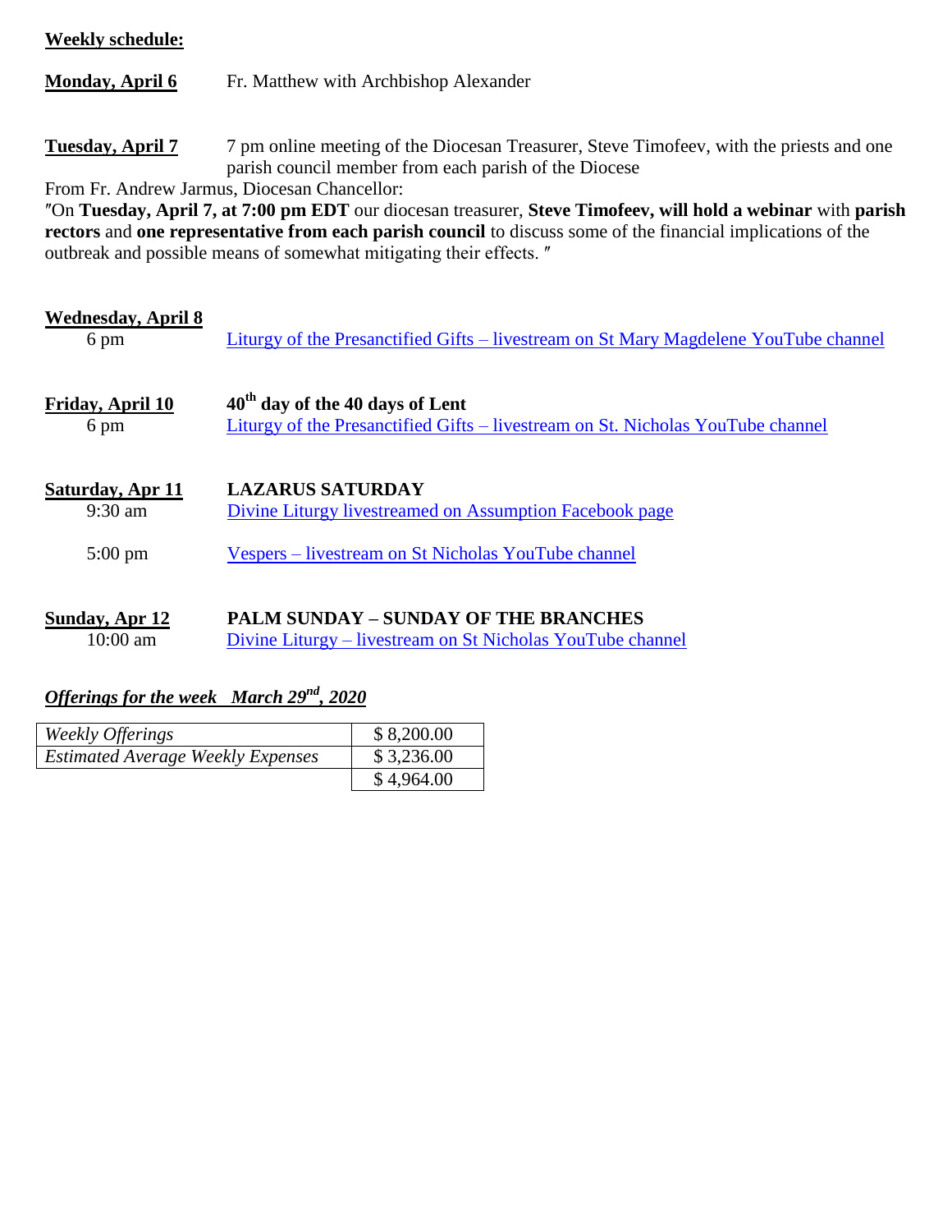**Weekly schedule:**

**Monday, April 6** Fr. Matthew with Archbishop Alexander

**Tuesday, April 7** 7 pm online meeting of the Diocesan Treasurer, Steve Timofeev, with the priests and one parish council member from each parish of the Diocese

From Fr. Andrew Jarmus, Diocesan Chancellor:

″On **Tuesday, April 7, at 7:00 pm EDT** our diocesan treasurer, **Steve Timofeev, will hold a webinar** with **parish rectors** and **one representative from each parish council** to discuss some of the financial implications of the outbreak and possible means of somewhat mitigating their effects. ″

**Wednesday, April 8**
6 pm — Liturgy of the Presanctified Gifts – livestream on St Mary Magdelene YouTube channel

**Friday, April 10** — **40th day of the 40 days of Lent**
6 pm — Liturgy of the Presanctified Gifts – livestream on St. Nicholas YouTube channel

**Saturday, Apr 11** — **LAZARUS SATURDAY**
9:30 am — Divine Liturgy livestreamed on Assumption Facebook page

5:00 pm — Vespers – livestream on St Nicholas YouTube channel

**Sunday, Apr 12** — **PALM SUNDAY – SUNDAY OF THE BRANCHES**
10:00 am — Divine Liturgy – livestream on St Nicholas YouTube channel

***Offerings for the week March 29nd, 2020***

| | |
|---|---|
| *Weekly Offerings* | $ 8,200.00 |
| *Estimated Average Weekly Expenses* | $ 3,236.00 |
| | $ 4,964.00 |